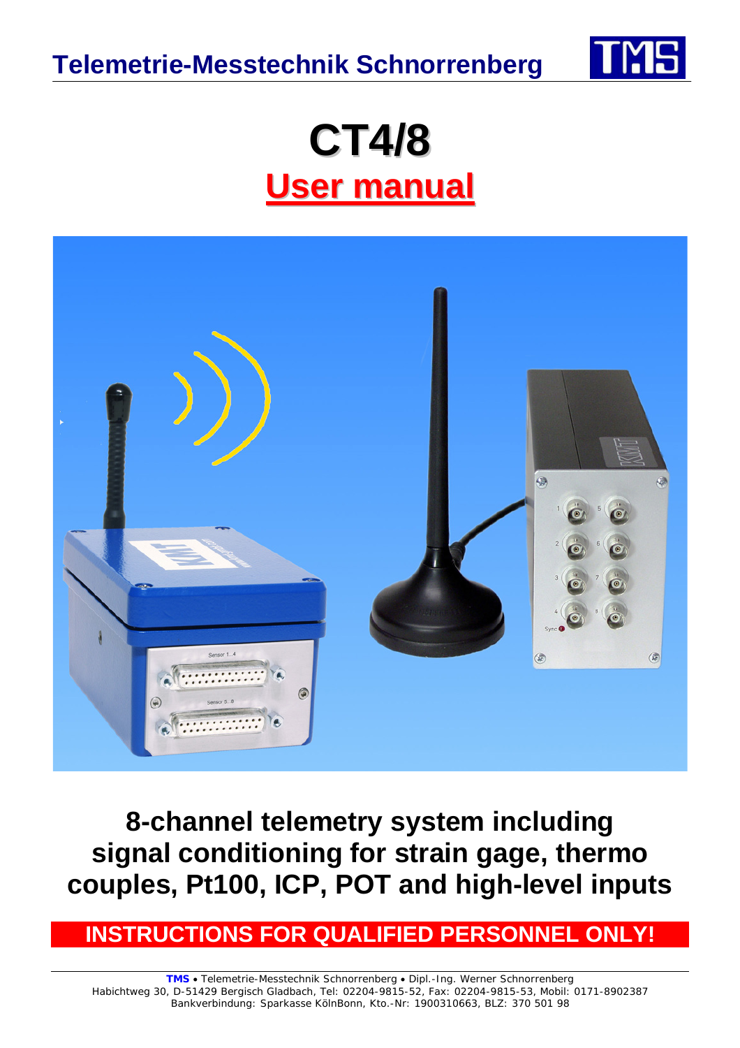Telemetrie-Messtechnik Schnorrenberg

# CT4/8

## User manual

**8-channel telemetry system including signal conditioning for strain gage, thermo couples, Pt100, ICP, POT and high-level inputs**

**INSTRUCTIONS FOR QUALIFIED PERSONNEL ONLY!**

**TMS** • Telemetrie-Messtechnik Schnorrenberg • Dipl.-Ing. Werner Schnorrenberg
Habichtweg 30, D-51429 Bergisch Gladbach, Tel: 02204-9815-52, Fax: 02204-9815-53, Mobil: 0171-8902387
Bankverbindung: Sparkasse KölnBonn, Kto.-Nr: 1900310663, BLZ: 370 501 98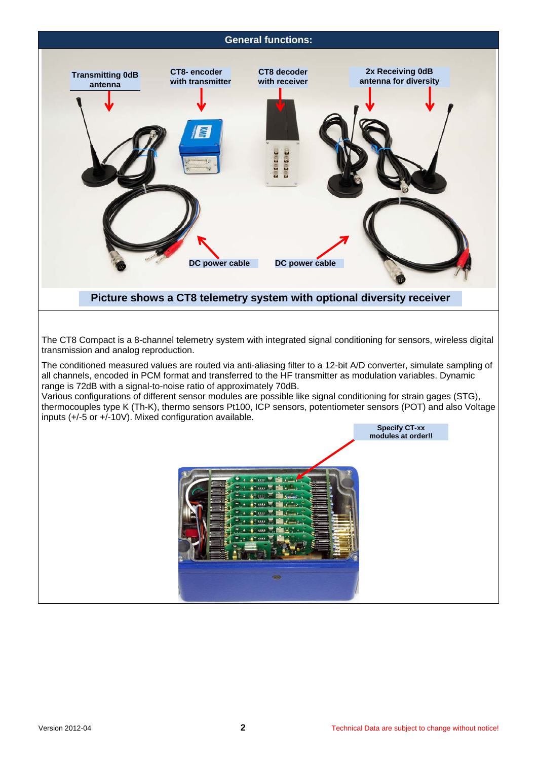## General functions:

Transmitting 0dB antenna

CT8- encoder with transmitter

CT8 decoder with receiver

2x Receiving 0dB antenna for diversity

DC power cable

DC power cable

**Picture shows a CT8 telemetry system with optional diversity receiver**

The CT8 Compact is a 8-channel telemetry system with integrated signal conditioning for sensors, wireless digital transmission and analog reproduction.

The conditioned measured values are routed via anti-aliasing filter to a 12-bit A/D converter, simulate sampling of all channels, encoded in PCM format and transferred to the HF transmitter as modulation variables. Dynamic range is 72dB with a signal-to-noise ratio of approximately 70dB.
Various configurations of different sensor modules are possible like signal conditioning for strain gages (STG), thermocouples type K (Th-K), thermo sensors Pt100, ICP sensors, potentiometer sensors (POT) and also Voltage inputs (+/-5 or +/-10V). Mixed configuration available.

**Specify CT-xx modules at order!!**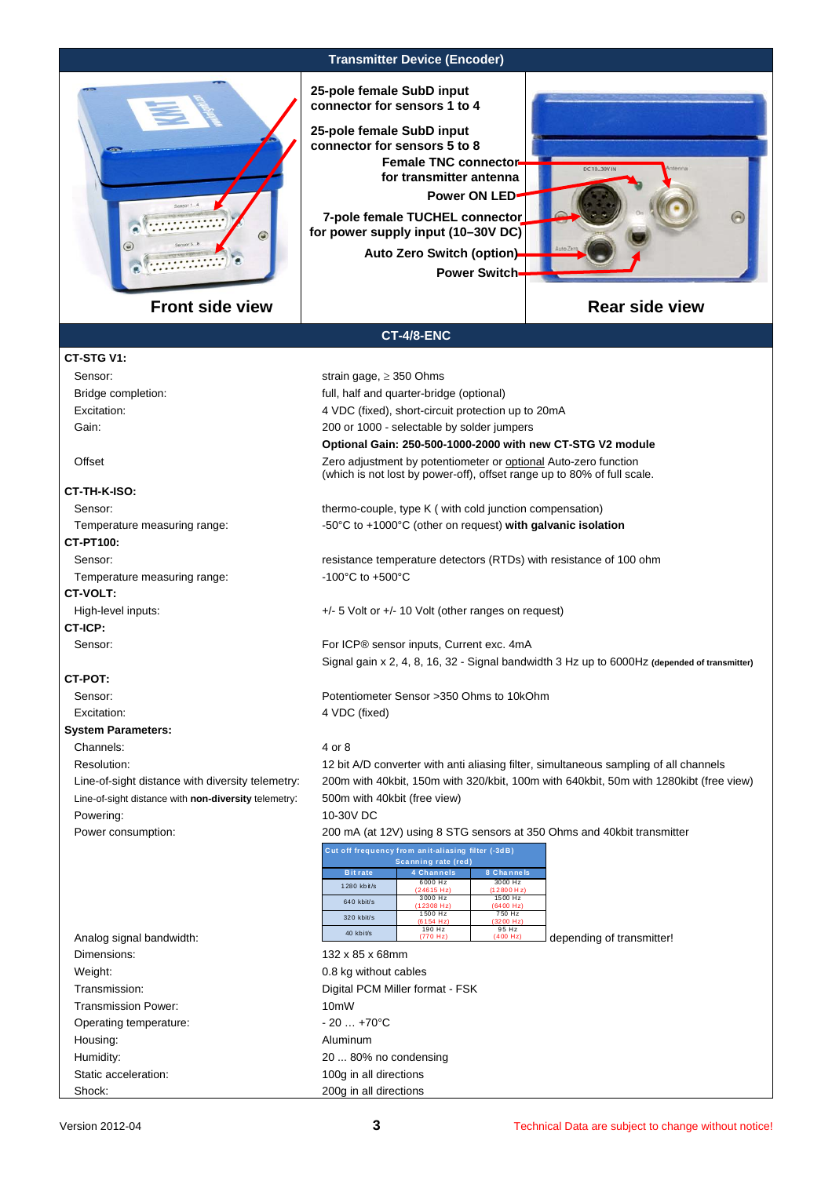## Transmitter Device (Encoder)

25-pole female SubD input connector for sensors 1 to 4

25-pole female SubD input connector for sensors 5 to 8

Female TNC connector for transmitter antenna

Power ON LED

7-pole female TUCHEL connector for power supply input (10–30V DC)

Auto Zero Switch (option)

Power Switch

**Front side view** **Rear side view**

## CT-4/8-ENC

**CT-STG V1:**

| | |
|---|---|
| Sensor: | strain gage, ≥ 350 Ohms |
| Bridge completion: | full, half and quarter-bridge (optional) |
| Excitation: | 4 VDC (fixed), short-circuit protection up to 20mA |
| Gain: | 200 or 1000 - selectable by solder jumpers |
| | **Optional Gain: 250-500-1000-2000 with new CT-STG V2 module** |
| Offset | Zero adjustment by potentiometer or optional Auto-zero function (which is not lost by power-off), offset range up to 80% of full scale. |

**CT-TH-K-ISO:**

| | |
|---|---|
| Sensor: | thermo-couple, type K ( with cold junction compensation) |
| Temperature measuring range: | -50°C to +1000°C (other on request) **with galvanic isolation** |

**CT-PT100:**

| | |
|---|---|
| Sensor: | resistance temperature detectors (RTDs) with resistance of 100 ohm |
| Temperature measuring range: | -100°C to +500°C |

**CT-VOLT:**

| | |
|---|---|
| High-level inputs: | +/- 5 Volt or +/- 10 Volt (other ranges on request) |

**CT-ICP:**

| | |
|---|---|
| Sensor: | For ICP® sensor inputs, Current exc. 4mA |
| | Signal gain x 2, 4, 8, 16, 32 - Signal bandwidth 3 Hz up to 6000Hz **(depended of transmitter)** |

**CT-POT:**

| | |
|---|---|
| Sensor: | Potentiometer Sensor >350 Ohms to 10kOhm |
| Excitation: | 4 VDC (fixed) |

**System Parameters:**

| | |
|---|---|
| Channels: | 4 or 8 |
| Resolution: | 12 bit A/D converter with anti aliasing filter, simultaneous sampling of all channels |
| Line-of-sight distance with diversity telemetry: | 200m with 40kbit, 150m with 320/kbit, 100m with 640kbit, 50m with 1280kibt (free view) |
| Line-of-sight distance with **non-diversity** telemetry: | 500m with 40kbit (free view) |
| Powering: | 10-30V DC |
| Power consumption: | 200 mA (at 12V) using 8 STG sensors at 350 Ohms and 40kbit transmitter |

Analog signal bandwidth: depending of transmitter!

| Cut off frequency from anit-aliasing filter (-3dB) Scanning rate (red) | | |
|---|---|---|
| Bit rate | 4 Channels | 8 Channels |
| 1280 kbit/s | 6000 Hz (24615 Hz) | 3000 Hz (12800 Hz) |
| 640 kbit/s | 3000 Hz (12308 Hz) | 1500 Hz (6400 Hz) |
| 320 kbit/s | 1500 Hz (6154 Hz) | 750 Hz (3200 Hz) |
| 40 kbit/s | 190 Hz (770 Hz) | 95 Hz (400 Hz) |

| | |
|---|---|
| Dimensions: | 132 x 85 x 68mm |
| Weight: | 0.8 kg without cables |
| Transmission: | Digital PCM Miller format - FSK |
| Transmission Power: | 10mW |
| Operating temperature: | - 20 … +70°C |
| Housing: | Aluminum |
| Humidity: | 20 ... 80% no condensing |
| Static acceleration: | 100g in all directions |
| Shock: | 200g in all directions |

Version 2012-04

Technical Data are subject to change without notice!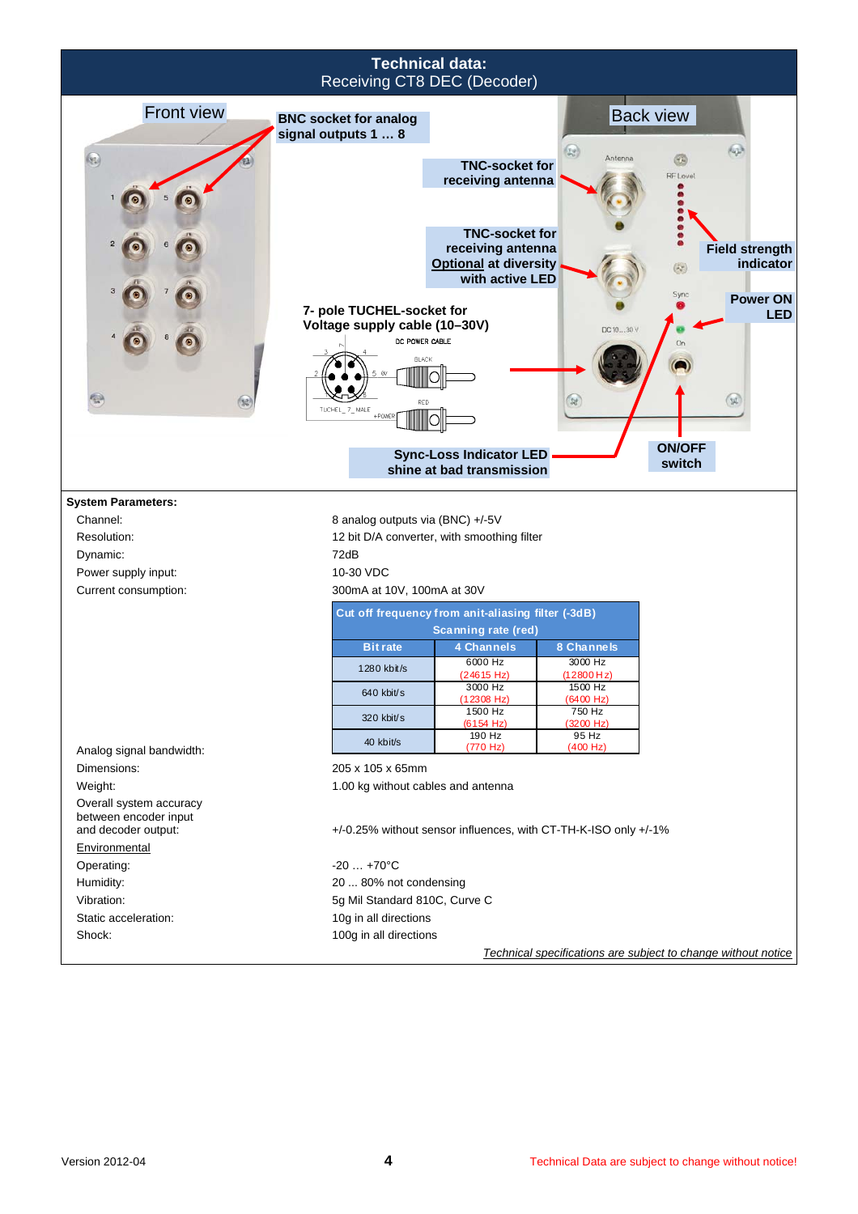# Technical data:
## Receiving CT8 DEC (Decoder)

Front view

BNC socket for analog signal outputs 1 … 8

Back view

TNC-socket for receiving antenna

TNC-socket for receiving antenna Optional at diversity with active LED

Field strength indicator

Power ON LED

7- pole TUCHEL-socket for Voltage supply cable (10–30V)

DC POWER CABLE

BLACK

RED

TUCHEL_7_MALE

+POWER

Sync-Loss Indicator LED shine at bad transmission

ON/OFF switch

**System Parameters:**

| | |
|---|---|
| Channel: | 8 analog outputs via (BNC) +/-5V |
| Resolution: | 12 bit D/A converter, with smoothing filter |
| Dynamic: | 72dB |
| Power supply input: | 10-30 VDC |
| Current consumption: | 300mA at 10V, 100mA at 30V |

Analog signal bandwidth:

| Cut off frequency from anit-aliasing filter (-3dB) Scanning rate (red) | | |
|---|---|---|
| Bit rate | 4 Channels | 8 Channels |
| 1280 kbit/s | 6000 Hz (24615 Hz) | 3000 Hz (12800 Hz) |
| 640 kbit/s | 3000 Hz (12308 Hz) | 1500 Hz (6400 Hz) |
| 320 kbit/s | 1500 Hz (6154 Hz) | 750 Hz (3200 Hz) |
| 40 kbit/s | 190 Hz (770 Hz) | 95 Hz (400 Hz) |

| | |
|---|---|
| Dimensions: | 205 x 105 x 65mm |
| Weight: | 1.00 kg without cables and antenna |
| Overall system accuracy between encoder input and decoder output: | +/-0.25% without sensor influences, with CT-TH-K-ISO only +/-1% |

Environmental

| | |
|---|---|
| Operating: | -20 … +70°C |
| Humidity: | 20 ... 80% not condensing |
| Vibration: | 5g Mil Standard 810C, Curve C |
| Static acceleration: | 10g in all directions |
| Shock: | 100g in all directions |

*Technical specifications are subject to change without notice*

Version 2012-04

Technical Data are subject to change without notice!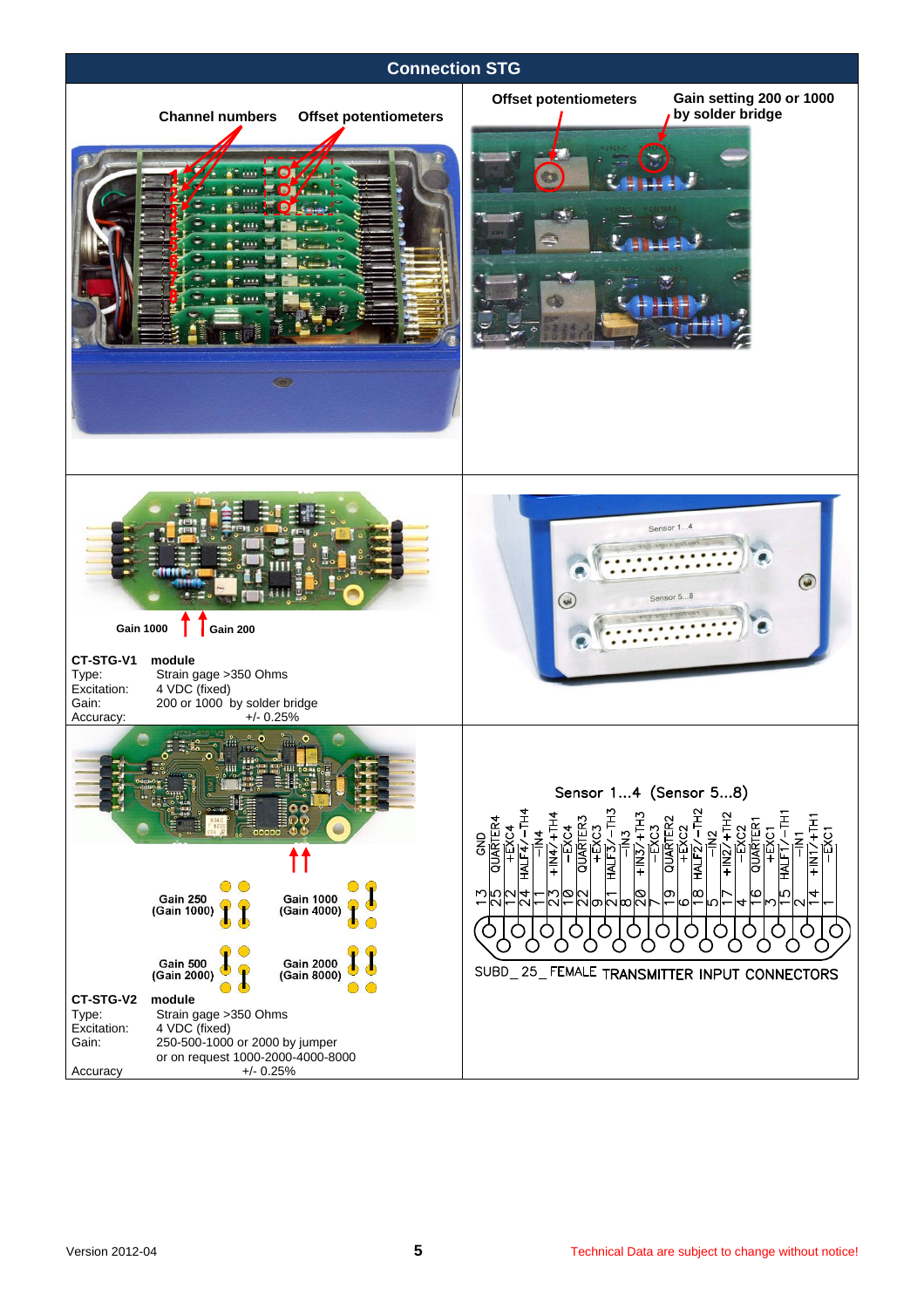## Connection STG

Channel numbers    Offset potentiometers

Offset potentiometers    Gain setting 200 or 1000 by solder bridge

Gain 1000    Gain 200

**CT-STG-V1 module**

| | |
|---|---|
| Type: | Strain gage >350 Ohms |
| Excitation: | 4 VDC (fixed) |
| Gain: | 200 or 1000 by solder bridge |
| Accuracy: | +/- 0.25% |

Sensor 1...4

Sensor 5...8

Gain 250 (Gain 1000)    Gain 1000 (Gain 4000)

Gain 500 (Gain 2000)    Gain 2000 (Gain 8000)

**CT-STG-V2 module**

| | |
|---|---|
| Type: | Strain gage >350 Ohms |
| Excitation: | 4 VDC (fixed) |
| Gain: | 250-500-1000 or 2000 by jumper<br>or on request 1000-2000-4000-8000 |
| Accuracy | +/- 0.25% |

Sensor 1...4 (Sensor 5...8)

| Pin | Signal |
|---|---|
| 13 | GND |
| 25 | QUARTER4 |
| 12 | +EXC4 |
| 24 | HALF4/-TH4 |
| 11 | -IN4 |
| 23 | +IN4/+TH4 |
| 10 | -EXC4 |
| 22 | QUARTER3 |
| 9 | +EXC3 |
| 21 | HALF3/-TH3 |
| 8 | -IN3 |
| 20 | +IN3/+TH3 |
| 7 | -EXC3 |
| 19 | QUARTER2 |
| 6 | +EXC2 |
| 18 | HALF2/-TH2 |
| 5 | -IN2 |
| 17 | +IN2/+TH2 |
| 4 | -EXC2 |
| 16 | QUARTER1 |
| 3 | +EXC1 |
| 15 | HALF1/-TH1 |
| 2 | -IN1 |
| 14 | +IN1/+TH1 |
| 1 | -EXC1 |

SUBD_25_FEMALE TRANSMITTER INPUT CONNECTORS

Version 2012-04    Technical Data are subject to change without notice!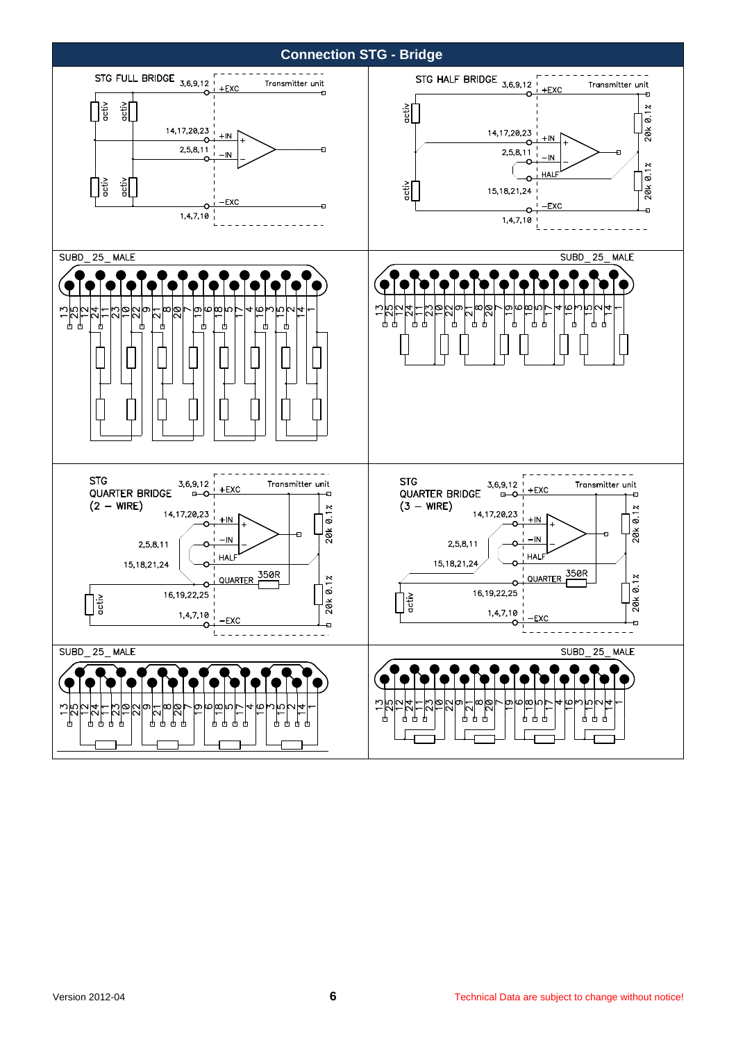# Connection STG - Bridge

**STG FULL BRIDGE**

3,6,9,12 — +EXC (Transmitter unit)
14,17,20,23 — +IN
2,5,8,11 — −IN
1,4,7,10 — −EXC

activ activ activ activ

**STG HALF BRIDGE**

3,6,9,12 — +EXC (Transmitter unit)
14,17,20,23 — +IN
2,5,8,11 — −IN
HALF
15,18,21,24
1,4,7,10 — −EXC

activ activ

20k 0.1%
20k 0.1%

SUBD_25_MALE

13 25 12 24 11 23 10 22 9 21 8 20 7 19 6 18 5 17 4 16 3 15 2 14 1

SUBD_25_MALE

13 25 12 24 11 23 10 22 9 21 8 20 7 19 6 18 5 17 4 16 3 15 2 14 1

**STG QUARTER BRIDGE (2 − WIRE)**

3,6,9,12 — +EXC (Transmitter unit)
14,17,20,23 — +IN
2,5,8,11 — −IN
15,18,21,24 — HALF
QUARTER 350R
16,19,22,25
1,4,7,10 — −EXC

activ

20k 0.1%
20k 0.1%

**STG QUARTER BRIDGE (3 − WIRE)**

3,6,9,12 — +EXC (Transmitter unit)
14,17,20,23 — +IN
2,5,8,11 — −IN
15,18,21,24 — HALF
QUARTER 350R
16,19,22,25
1,4,7,10 — −EXC

activ

20k 0.1%
20k 0.1%

SUBD_25_MALE

13 25 12 24 11 23 10 22 9 21 8 20 7 19 6 18 5 17 4 16 3 15 2 14 1

SUBD_25_MALE

13 25 12 24 11 23 10 22 9 21 8 20 7 19 6 18 5 17 4 16 3 15 2 14 1

Version 2012-04

Technical Data are subject to change without notice!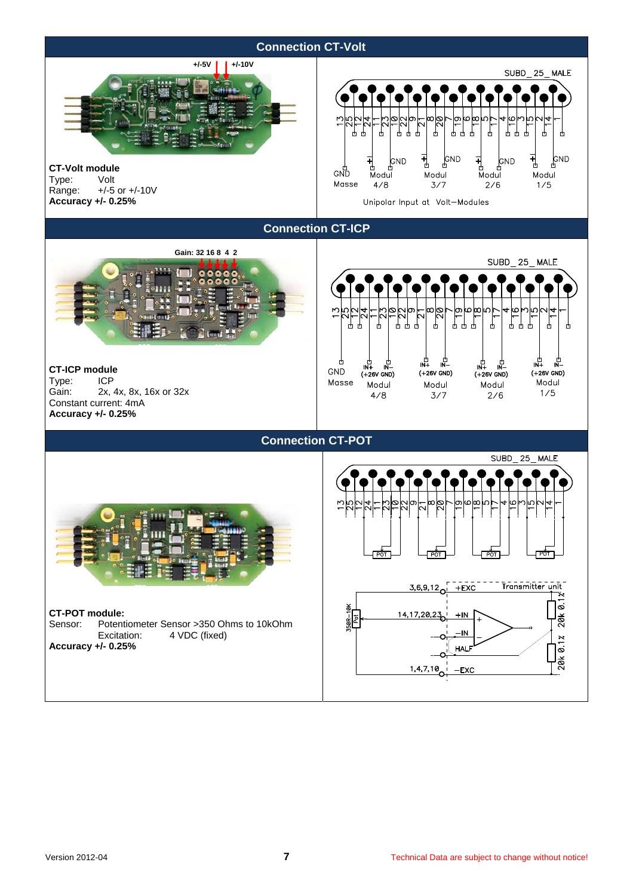## Connection CT-Volt

+/-5V +/-10V

**CT-Volt module**
Type: Volt
Range: +/-5 or +/-10V
**Accuracy +/- 0.25%**

SUBD_25_MALE

GND Masse | + GND Modul 4/8 | + GND Modul 3/7 | + GND Modul 2/6 | + GND Modul 1/5

Unipolar Input at Volt–Modules

## Connection CT-ICP

Gain: 32 16 8 4 2

**CT-ICP module**
Type: ICP
Gain: 2x, 4x, 8x, 16x or 32x
Constant current: 4mA
**Accuracy +/- 0.25%**

SUBD_25_MALE

GND Masse | IN+ IN– (+26V GND) Modul 4/8 | IN+ IN– (+26V GND) Modul 3/7 | IN+ IN– (+26V GND) Modul 2/6 | IN+ IN– (+26V GND) Modul 1/5

## Connection CT-POT

**CT-POT module:**
Sensor: Potentiometer Sensor >350 Ohms to 10kOhm
Excitation: 4 VDC (fixed)
**Accuracy +/- 0.25%**

SUBD_25_MALE

POT | POT | POT | POT

3,6,9,12 +EXC
14,17,20,23 +IN
–IN
HALF
1,4,7,10 –EXC

350R–10K Pot

Transmitter unit
20k 0.1%
20k 0.1%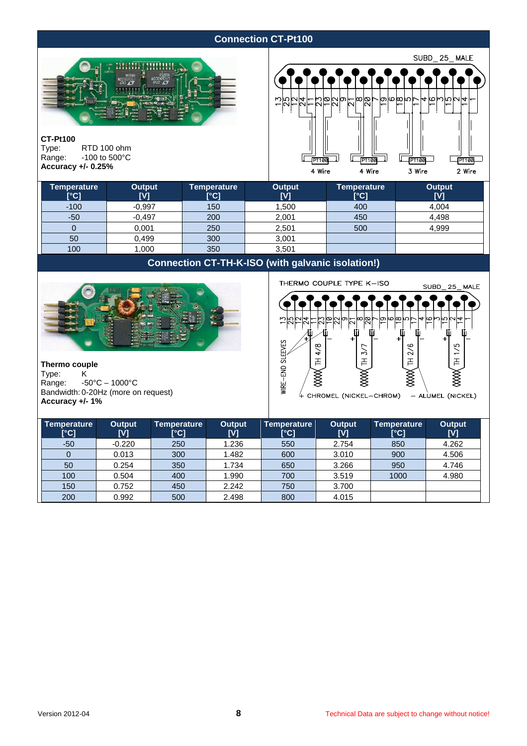## Connection CT-Pt100

**CT-Pt100**
Type: RTD 100 ohm
Range: -100 to 500°C
**Accuracy +/- 0.25%**

SUBD_25_MALE

PT100 4 Wire — PT100 4 Wire — PT100 3 Wire — PT100 2 Wire

| Temperature [°C] | Output [V] | Temperature [°C] | Output [V] | Temperature [°C] | Output [V] |
|---|---|---|---|---|---|
| -100 | -0,997 | 150 | 1,500 | 400 | 4,004 |
| -50 | -0,497 | 200 | 2,001 | 450 | 4,498 |
| 0 | 0,001 | 250 | 2,501 | 500 | 4,999 |
| 50 | 0,499 | 300 | 3,001 | | |
| 100 | 1,000 | 350 | 3,501 | | |

## Connection CT-TH-K-ISO (with galvanic isolation!)

**Thermo couple**
Type: K
Range: -50°C – 1000°C
Bandwidth: 0-20Hz (more on request)
**Accuracy +/- 1%**

THERMO COUPLE TYPE K–ISO

SUBD_25_MALE

WIRE–END SLEEVES — TH 4/8 — TH 3/7 — TH 2/6 — TH 1/5

+ CHROMEL (NICKEL–CHROM) — ALUMEL (NICKEL)

| Temperature [°C] | Output [V] | Temperature [°C] | Output [V] | Temperature [°C] | Output [V] | Temperature [°C] | Output [V] |
|---|---|---|---|---|---|---|---|
| -50 | -0.220 | 250 | 1.236 | 550 | 2.754 | 850 | 4.262 |
| 0 | 0.013 | 300 | 1.482 | 600 | 3.010 | 900 | 4.506 |
| 50 | 0.254 | 350 | 1.734 | 650 | 3.266 | 950 | 4.746 |
| 100 | 0.504 | 400 | 1.990 | 700 | 3.519 | 1000 | 4.980 |
| 150 | 0.752 | 450 | 2.242 | 750 | 3.700 | | |
| 200 | 0.992 | 500 | 2.498 | 800 | 4.015 | | |

Version 2012-04

Technical Data are subject to change without notice!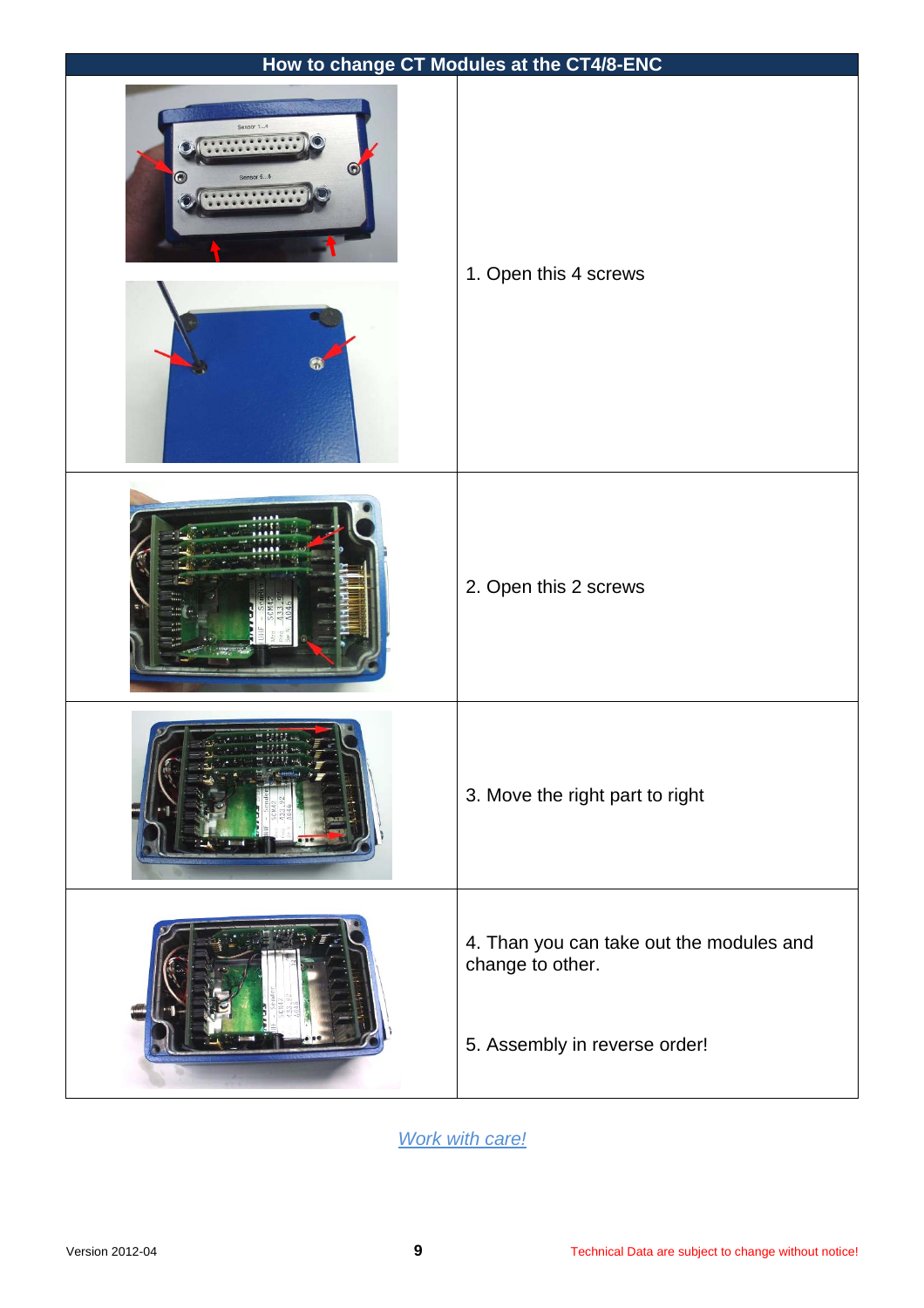## How to change CT Modules at the CT4/8-ENC

| | |
|---|---|
| | 1. Open this 4 screws |
| | 2. Open this 2 screws |
| | 3. Move the right part to right |
| | 4. Than you can take out the modules and change to other.<br><br>5. Assembly in reverse order! |

*Work with care!*

Version 2012-04

Technical Data are subject to change without notice!